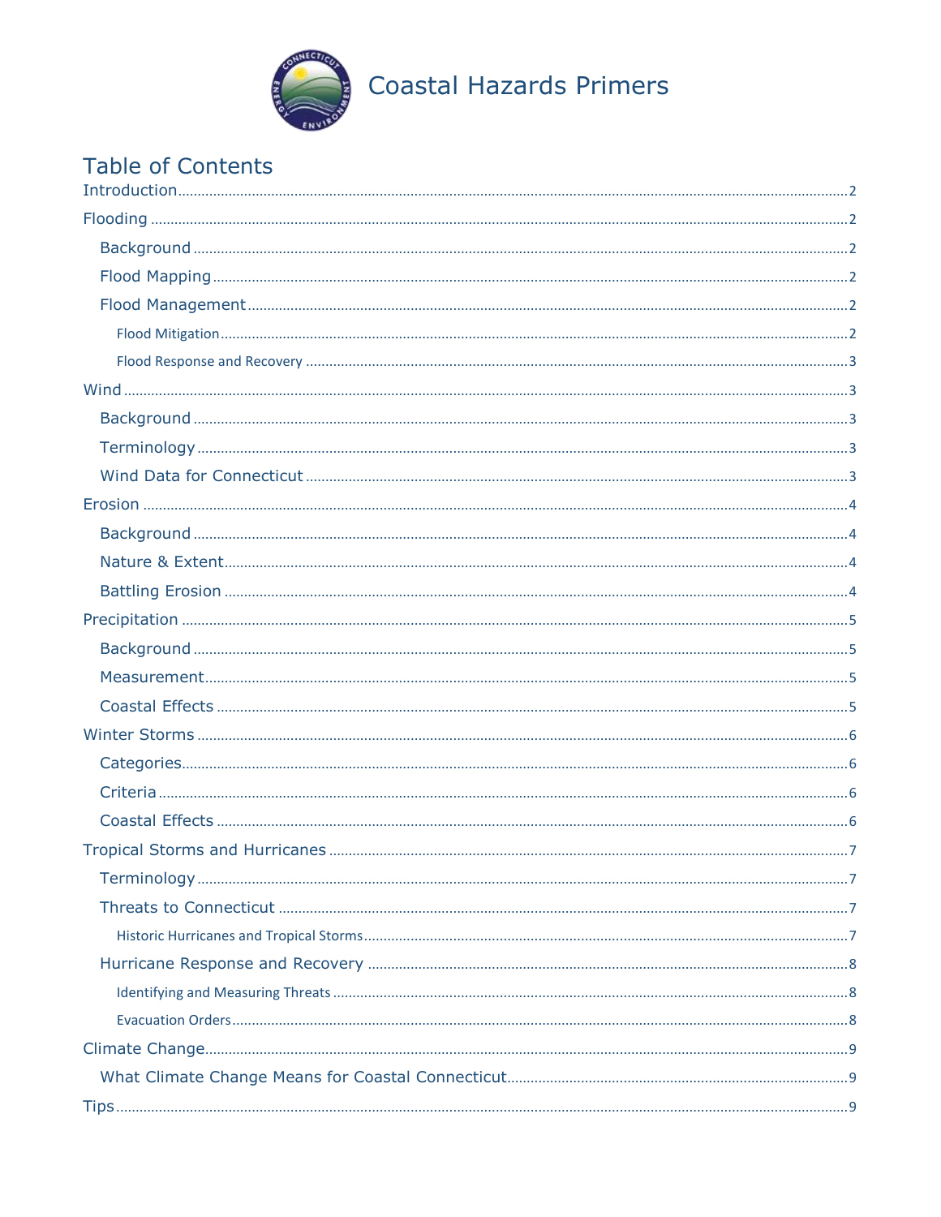# Coastal Hazards Primers

## Table of Contents

- Introduction .......... 2
- Flooding .......... 2
  - Background .......... 2
  - Flood Mapping .......... 2
  - Flood Management .......... 2
    - Flood Mitigation .......... 2
    - Flood Response and Recovery .......... 3
- Wind .......... 3
  - Background .......... 3
  - Terminology .......... 3
  - Wind Data for Connecticut .......... 3
- Erosion .......... 4
  - Background .......... 4
  - Nature & Extent .......... 4
  - Battling Erosion .......... 4
- Precipitation .......... 5
  - Background .......... 5
  - Measurement .......... 5
  - Coastal Effects .......... 5
- Winter Storms .......... 6
  - Categories .......... 6
  - Criteria .......... 6
  - Coastal Effects .......... 6
- Tropical Storms and Hurricanes .......... 7
  - Terminology .......... 7
  - Threats to Connecticut .......... 7
    - Historic Hurricanes and Tropical Storms .......... 7
  - Hurricane Response and Recovery .......... 8
    - Identifying and Measuring Threats .......... 8
    - Evacuation Orders .......... 8
- Climate Change .......... 9
  - What Climate Change Means for Coastal Connecticut .......... 9
- Tips .......... 9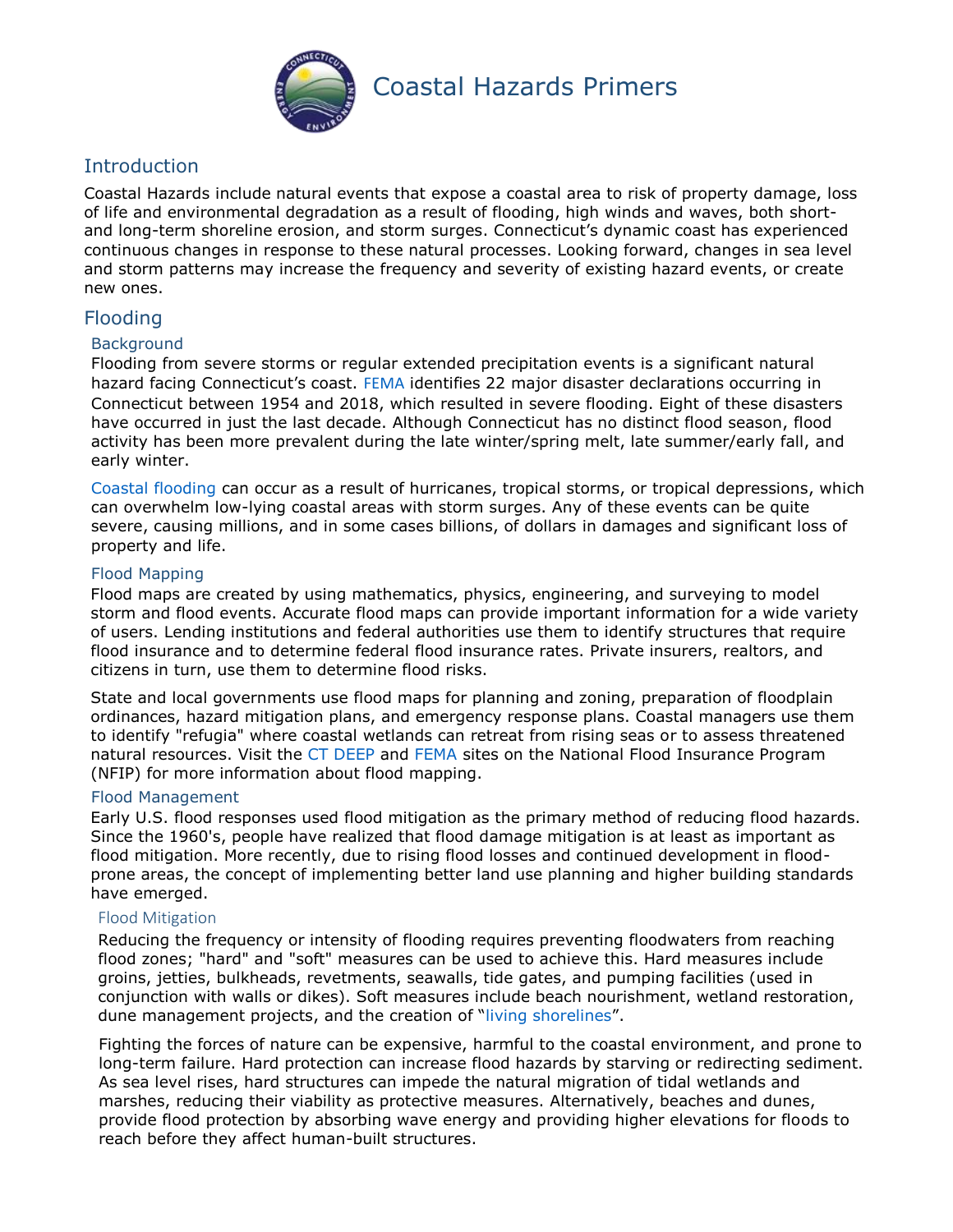# Coastal Hazards Primers

## Introduction

Coastal Hazards include natural events that expose a coastal area to risk of property damage, loss of life and environmental degradation as a result of flooding, high winds and waves, both short- and long-term shoreline erosion, and storm surges. Connecticut's dynamic coast has experienced continuous changes in response to these natural processes. Looking forward, changes in sea level and storm patterns may increase the frequency and severity of existing hazard events, or create new ones.

## Flooding

### Background

Flooding from severe storms or regular extended precipitation events is a significant natural hazard facing Connecticut's coast. FEMA identifies 22 major disaster declarations occurring in Connecticut between 1954 and 2018, which resulted in severe flooding. Eight of these disasters have occurred in just the last decade. Although Connecticut has no distinct flood season, flood activity has been more prevalent during the late winter/spring melt, late summer/early fall, and early winter.

Coastal flooding can occur as a result of hurricanes, tropical storms, or tropical depressions, which can overwhelm low-lying coastal areas with storm surges. Any of these events can be quite severe, causing millions, and in some cases billions, of dollars in damages and significant loss of property and life.

### Flood Mapping

Flood maps are created by using mathematics, physics, engineering, and surveying to model storm and flood events. Accurate flood maps can provide important information for a wide variety of users. Lending institutions and federal authorities use them to identify structures that require flood insurance and to determine federal flood insurance rates. Private insurers, realtors, and citizens in turn, use them to determine flood risks.

State and local governments use flood maps for planning and zoning, preparation of floodplain ordinances, hazard mitigation plans, and emergency response plans. Coastal managers use them to identify "refugia" where coastal wetlands can retreat from rising seas or to assess threatened natural resources. Visit the CT DEEP and FEMA sites on the National Flood Insurance Program (NFIP) for more information about flood mapping.

### Flood Management

Early U.S. flood responses used flood mitigation as the primary method of reducing flood hazards. Since the 1960's, people have realized that flood damage mitigation is at least as important as flood mitigation. More recently, due to rising flood losses and continued development in flood-prone areas, the concept of implementing better land use planning and higher building standards have emerged.

#### Flood Mitigation

Reducing the frequency or intensity of flooding requires preventing floodwaters from reaching flood zones; "hard" and "soft" measures can be used to achieve this. Hard measures include groins, jetties, bulkheads, revetments, seawalls, tide gates, and pumping facilities (used in conjunction with walls or dikes). Soft measures include beach nourishment, wetland restoration, dune management projects, and the creation of "living shorelines".

Fighting the forces of nature can be expensive, harmful to the coastal environment, and prone to long-term failure. Hard protection can increase flood hazards by starving or redirecting sediment. As sea level rises, hard structures can impede the natural migration of tidal wetlands and marshes, reducing their viability as protective measures. Alternatively, beaches and dunes, provide flood protection by absorbing wave energy and providing higher elevations for floods to reach before they affect human-built structures.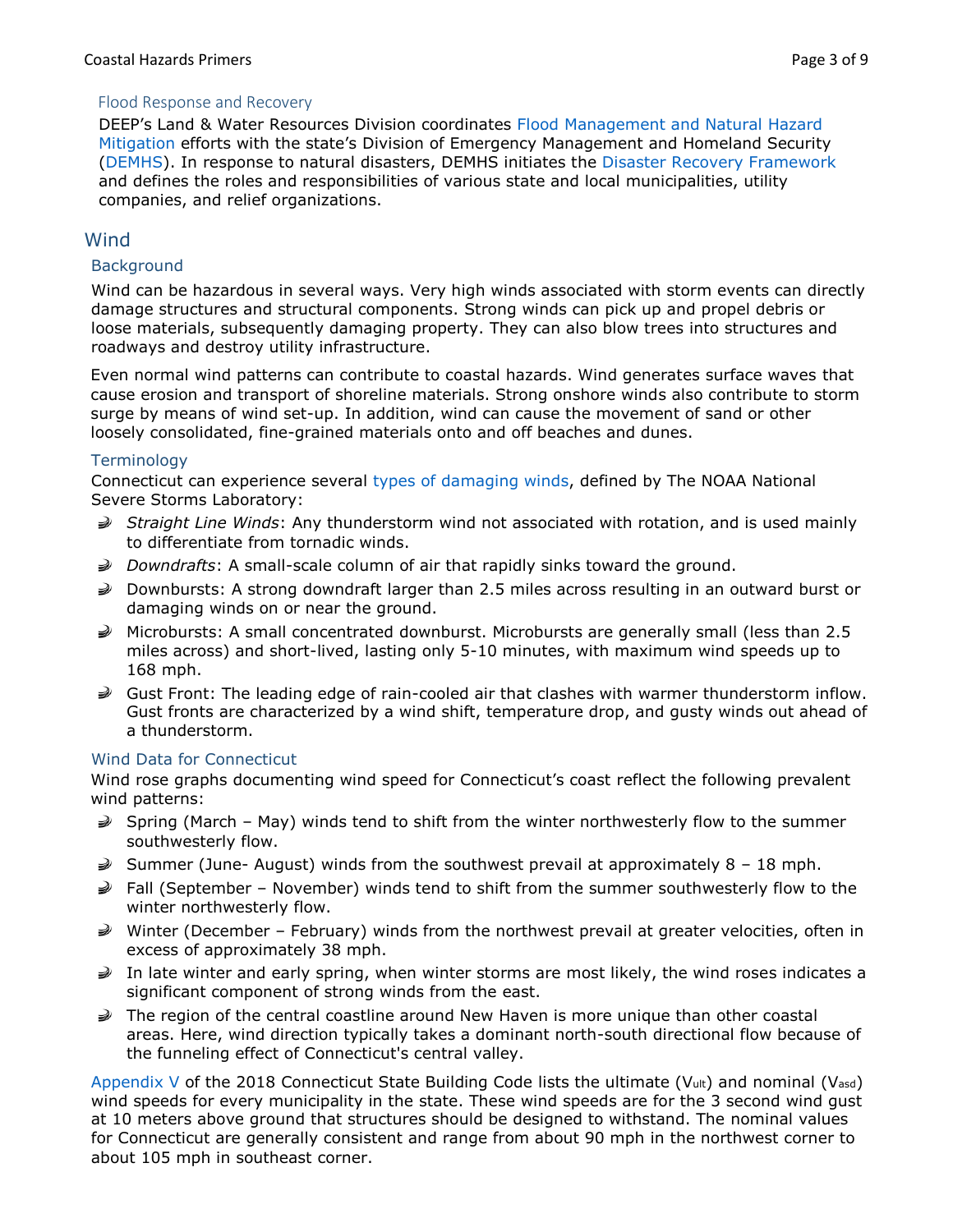### Flood Response and Recovery

DEEP's Land & Water Resources Division coordinates Flood Management and Natural Hazard Mitigation efforts with the state's Division of Emergency Management and Homeland Security (DEMHS). In response to natural disasters, DEMHS initiates the Disaster Recovery Framework and defines the roles and responsibilities of various state and local municipalities, utility companies, and relief organizations.

## Wind

### Background

Wind can be hazardous in several ways. Very high winds associated with storm events can directly damage structures and structural components. Strong winds can pick up and propel debris or loose materials, subsequently damaging property. They can also blow trees into structures and roadways and destroy utility infrastructure.

Even normal wind patterns can contribute to coastal hazards. Wind generates surface waves that cause erosion and transport of shoreline materials. Strong onshore winds also contribute to storm surge by means of wind set-up. In addition, wind can cause the movement of sand or other loosely consolidated, fine-grained materials onto and off beaches and dunes.

### Terminology

Connecticut can experience several types of damaging winds, defined by The NOAA National Severe Storms Laboratory:

- *Straight Line Winds*: Any thunderstorm wind not associated with rotation, and is used mainly to differentiate from tornadic winds.
- *Downdrafts*: A small-scale column of air that rapidly sinks toward the ground.
- Downbursts: A strong downdraft larger than 2.5 miles across resulting in an outward burst or damaging winds on or near the ground.
- Microbursts: A small concentrated downburst. Microbursts are generally small (less than 2.5 miles across) and short-lived, lasting only 5-10 minutes, with maximum wind speeds up to 168 mph.
- Gust Front: The leading edge of rain-cooled air that clashes with warmer thunderstorm inflow. Gust fronts are characterized by a wind shift, temperature drop, and gusty winds out ahead of a thunderstorm.

### Wind Data for Connecticut

Wind rose graphs documenting wind speed for Connecticut's coast reflect the following prevalent wind patterns:

- Spring (March – May) winds tend to shift from the winter northwesterly flow to the summer southwesterly flow.
- Summer (June- August) winds from the southwest prevail at approximately 8 – 18 mph.
- Fall (September – November) winds tend to shift from the summer southwesterly flow to the winter northwesterly flow.
- Winter (December – February) winds from the northwest prevail at greater velocities, often in excess of approximately 38 mph.
- In late winter and early spring, when winter storms are most likely, the wind roses indicates a significant component of strong winds from the east.
- The region of the central coastline around New Haven is more unique than other coastal areas. Here, wind direction typically takes a dominant north-south directional flow because of the funneling effect of Connecticut's central valley.

Appendix V of the 2018 Connecticut State Building Code lists the ultimate ($V_{ult}$) and nominal ($V_{asd}$) wind speeds for every municipality in the state. These wind speeds are for the 3 second wind gust at 10 meters above ground that structures should be designed to withstand. The nominal values for Connecticut are generally consistent and range from about 90 mph in the northwest corner to about 105 mph in southeast corner.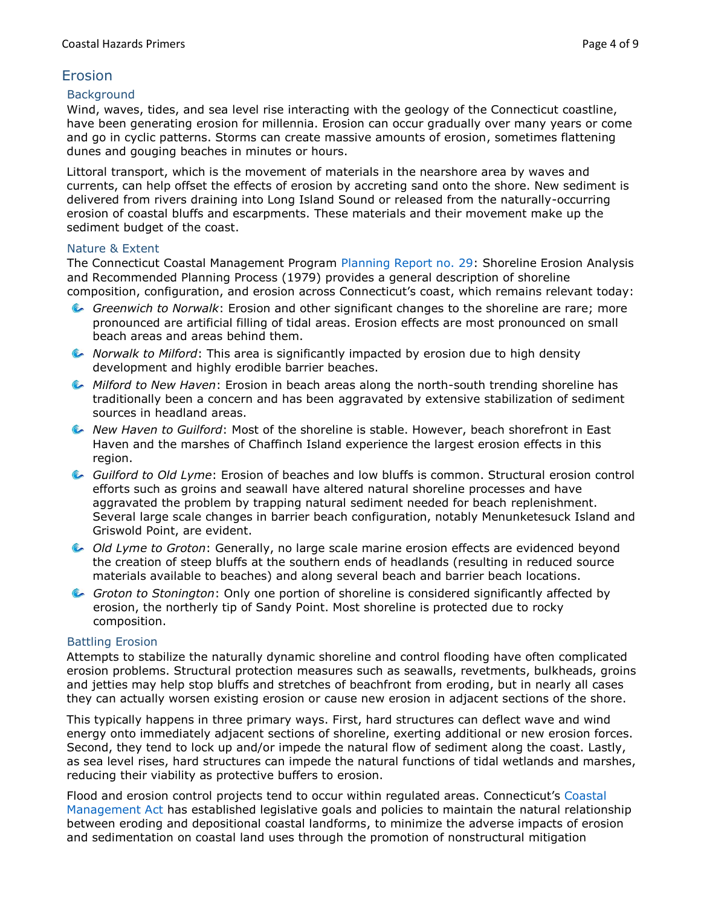## Erosion

### Background

Wind, waves, tides, and sea level rise interacting with the geology of the Connecticut coastline, have been generating erosion for millennia. Erosion can occur gradually over many years or come and go in cyclic patterns. Storms can create massive amounts of erosion, sometimes flattening dunes and gouging beaches in minutes or hours.

Littoral transport, which is the movement of materials in the nearshore area by waves and currents, can help offset the effects of erosion by accreting sand onto the shore. New sediment is delivered from rivers draining into Long Island Sound or released from the naturally-occurring erosion of coastal bluffs and escarpments. These materials and their movement make up the sediment budget of the coast.

### Nature & Extent

The Connecticut Coastal Management Program Planning Report no. 29: Shoreline Erosion Analysis and Recommended Planning Process (1979) provides a general description of shoreline composition, configuration, and erosion across Connecticut's coast, which remains relevant today:

- *Greenwich to Norwalk*: Erosion and other significant changes to the shoreline are rare; more pronounced are artificial filling of tidal areas. Erosion effects are most pronounced on small beach areas and areas behind them.
- *Norwalk to Milford*: This area is significantly impacted by erosion due to high density development and highly erodible barrier beaches.
- *Milford to New Haven*: Erosion in beach areas along the north-south trending shoreline has traditionally been a concern and has been aggravated by extensive stabilization of sediment sources in headland areas.
- *New Haven to Guilford*: Most of the shoreline is stable. However, beach shorefront in East Haven and the marshes of Chaffinch Island experience the largest erosion effects in this region.
- *Guilford to Old Lyme*: Erosion of beaches and low bluffs is common. Structural erosion control efforts such as groins and seawall have altered natural shoreline processes and have aggravated the problem by trapping natural sediment needed for beach replenishment. Several large scale changes in barrier beach configuration, notably Menunketesuck Island and Griswold Point, are evident.
- *Old Lyme to Groton*: Generally, no large scale marine erosion effects are evidenced beyond the creation of steep bluffs at the southern ends of headlands (resulting in reduced source materials available to beaches) and along several beach and barrier beach locations.
- *Groton to Stonington*: Only one portion of shoreline is considered significantly affected by erosion, the northerly tip of Sandy Point. Most shoreline is protected due to rocky composition.

### Battling Erosion

Attempts to stabilize the naturally dynamic shoreline and control flooding have often complicated erosion problems. Structural protection measures such as seawalls, revetments, bulkheads, groins and jetties may help stop bluffs and stretches of beachfront from eroding, but in nearly all cases they can actually worsen existing erosion or cause new erosion in adjacent sections of the shore.

This typically happens in three primary ways. First, hard structures can deflect wave and wind energy onto immediately adjacent sections of shoreline, exerting additional or new erosion forces. Second, they tend to lock up and/or impede the natural flow of sediment along the coast. Lastly, as sea level rises, hard structures can impede the natural functions of tidal wetlands and marshes, reducing their viability as protective buffers to erosion.

Flood and erosion control projects tend to occur within regulated areas. Connecticut's Coastal Management Act has established legislative goals and policies to maintain the natural relationship between eroding and depositional coastal landforms, to minimize the adverse impacts of erosion and sedimentation on coastal land uses through the promotion of nonstructural mitigation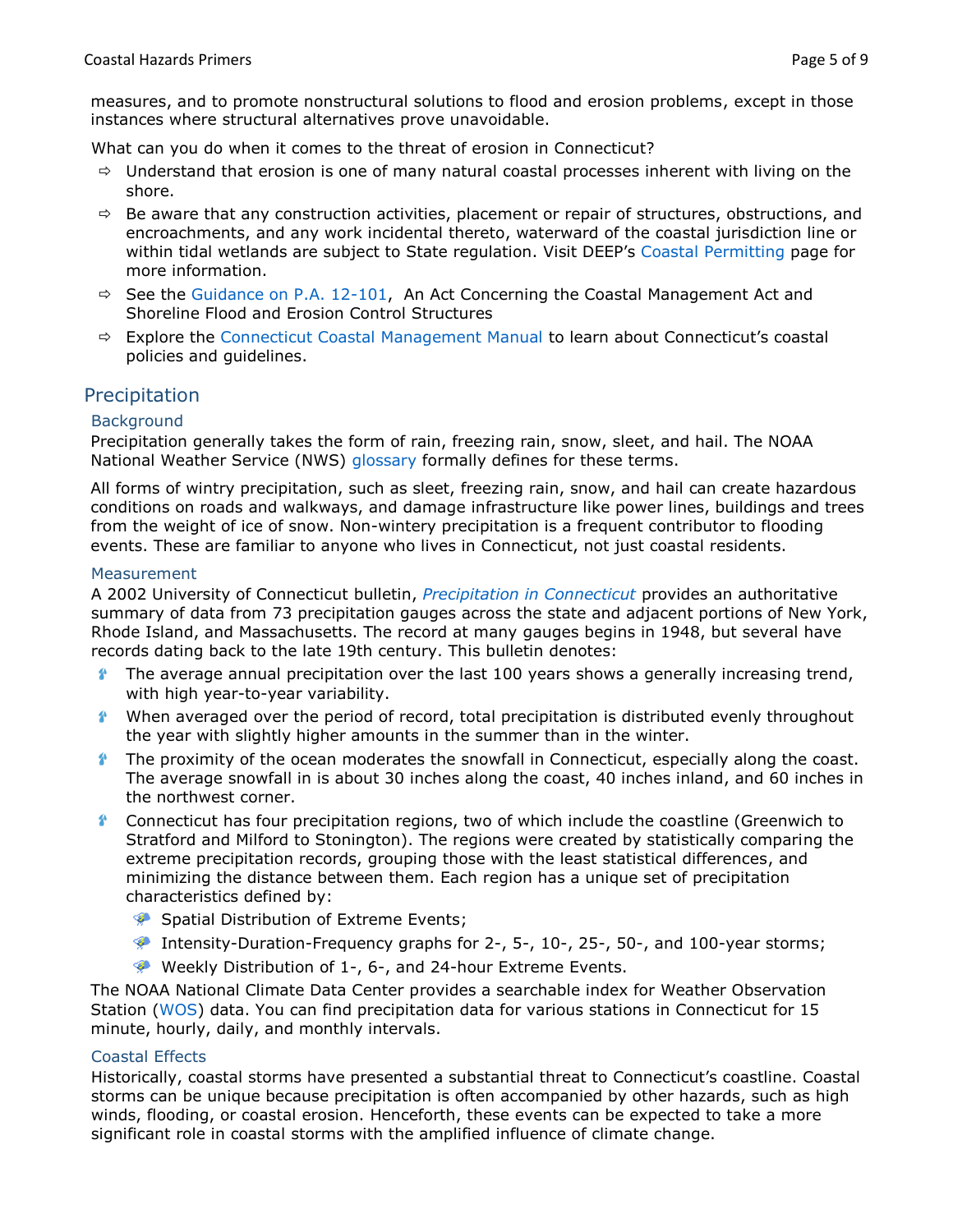measures, and to promote nonstructural solutions to flood and erosion problems, except in those instances where structural alternatives prove unavoidable.

What can you do when it comes to the threat of erosion in Connecticut?

- Understand that erosion is one of many natural coastal processes inherent with living on the shore.
- Be aware that any construction activities, placement or repair of structures, obstructions, and encroachments, and any work incidental thereto, waterward of the coastal jurisdiction line or within tidal wetlands are subject to State regulation. Visit DEEP's Coastal Permitting page for more information.
- See the Guidance on P.A. 12-101, An Act Concerning the Coastal Management Act and Shoreline Flood and Erosion Control Structures
- Explore the Connecticut Coastal Management Manual to learn about Connecticut's coastal policies and guidelines.

## Precipitation

### Background

Precipitation generally takes the form of rain, freezing rain, snow, sleet, and hail. The NOAA National Weather Service (NWS) glossary formally defines for these terms.

All forms of wintry precipitation, such as sleet, freezing rain, snow, and hail can create hazardous conditions on roads and walkways, and damage infrastructure like power lines, buildings and trees from the weight of ice of snow. Non-wintery precipitation is a frequent contributor to flooding events. These are familiar to anyone who lives in Connecticut, not just coastal residents.

### Measurement

A 2002 University of Connecticut bulletin, *Precipitation in Connecticut* provides an authoritative summary of data from 73 precipitation gauges across the state and adjacent portions of New York, Rhode Island, and Massachusetts. The record at many gauges begins in 1948, but several have records dating back to the late 19th century. This bulletin denotes:

- The average annual precipitation over the last 100 years shows a generally increasing trend, with high year-to-year variability.
- When averaged over the period of record, total precipitation is distributed evenly throughout the year with slightly higher amounts in the summer than in the winter.
- The proximity of the ocean moderates the snowfall in Connecticut, especially along the coast. The average snowfall in is about 30 inches along the coast, 40 inches inland, and 60 inches in the northwest corner.
- Connecticut has four precipitation regions, two of which include the coastline (Greenwich to Stratford and Milford to Stonington). The regions were created by statistically comparing the extreme precipitation records, grouping those with the least statistical differences, and minimizing the distance between them. Each region has a unique set of precipitation characteristics defined by:
  - Spatial Distribution of Extreme Events;
  - Intensity-Duration-Frequency graphs for 2-, 5-, 10-, 25-, 50-, and 100-year storms;
  - Weekly Distribution of 1-, 6-, and 24-hour Extreme Events.

The NOAA National Climate Data Center provides a searchable index for Weather Observation Station (WOS) data. You can find precipitation data for various stations in Connecticut for 15 minute, hourly, daily, and monthly intervals.

### Coastal Effects

Historically, coastal storms have presented a substantial threat to Connecticut's coastline. Coastal storms can be unique because precipitation is often accompanied by other hazards, such as high winds, flooding, or coastal erosion. Henceforth, these events can be expected to take a more significant role in coastal storms with the amplified influence of climate change.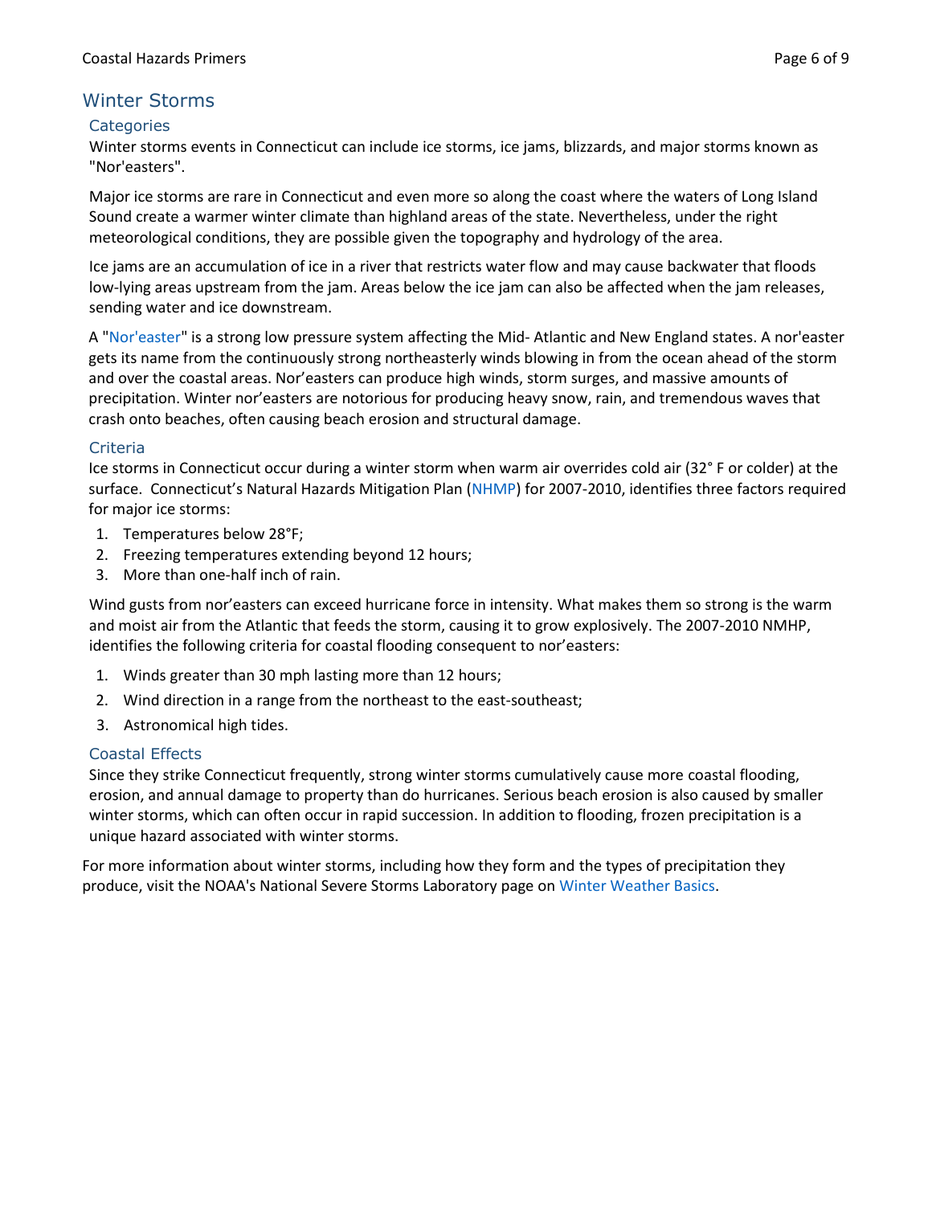## Winter Storms

### Categories

Winter storms events in Connecticut can include ice storms, ice jams, blizzards, and major storms known as "Nor'easters".

Major ice storms are rare in Connecticut and even more so along the coast where the waters of Long Island Sound create a warmer winter climate than highland areas of the state. Nevertheless, under the right meteorological conditions, they are possible given the topography and hydrology of the area.

Ice jams are an accumulation of ice in a river that restricts water flow and may cause backwater that floods low-lying areas upstream from the jam. Areas below the ice jam can also be affected when the jam releases, sending water and ice downstream.

A "Nor'easter" is a strong low pressure system affecting the Mid- Atlantic and New England states. A nor'easter gets its name from the continuously strong northeasterly winds blowing in from the ocean ahead of the storm and over the coastal areas. Nor'easters can produce high winds, storm surges, and massive amounts of precipitation. Winter nor'easters are notorious for producing heavy snow, rain, and tremendous waves that crash onto beaches, often causing beach erosion and structural damage.

### Criteria

Ice storms in Connecticut occur during a winter storm when warm air overrides cold air (32° F or colder) at the surface. Connecticut's Natural Hazards Mitigation Plan (NHMP) for 2007-2010, identifies three factors required for major ice storms:

1. Temperatures below 28°F;
2. Freezing temperatures extending beyond 12 hours;
3. More than one-half inch of rain.

Wind gusts from nor'easters can exceed hurricane force in intensity. What makes them so strong is the warm and moist air from the Atlantic that feeds the storm, causing it to grow explosively. The 2007-2010 NMHP, identifies the following criteria for coastal flooding consequent to nor'easters:

1. Winds greater than 30 mph lasting more than 12 hours;
2. Wind direction in a range from the northeast to the east-southeast;
3. Astronomical high tides.

### Coastal Effects

Since they strike Connecticut frequently, strong winter storms cumulatively cause more coastal flooding, erosion, and annual damage to property than do hurricanes. Serious beach erosion is also caused by smaller winter storms, which can often occur in rapid succession. In addition to flooding, frozen precipitation is a unique hazard associated with winter storms.

For more information about winter storms, including how they form and the types of precipitation they produce, visit the NOAA's National Severe Storms Laboratory page on Winter Weather Basics.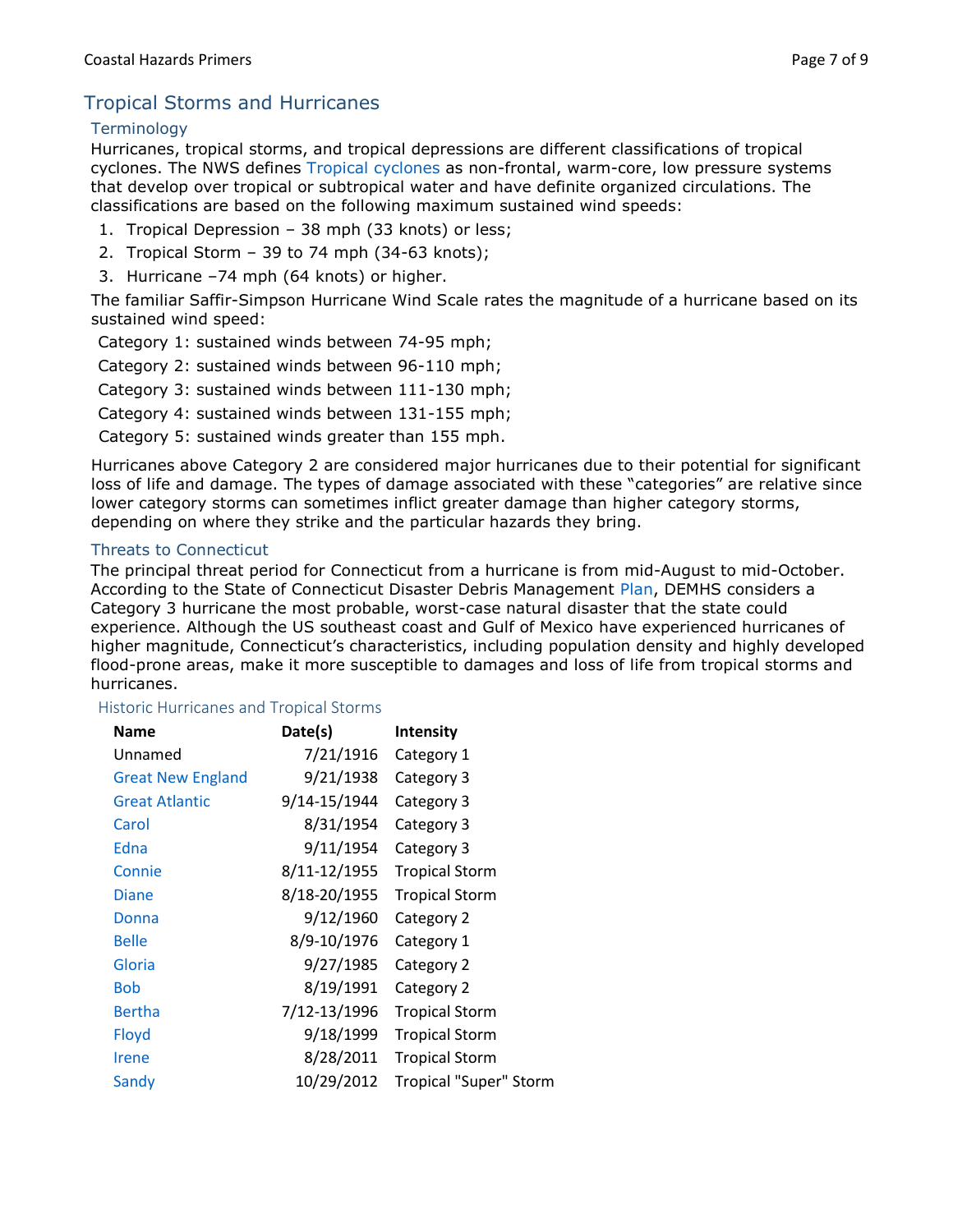## Tropical Storms and Hurricanes

### Terminology

Hurricanes, tropical storms, and tropical depressions are different classifications of tropical cyclones. The NWS defines Tropical cyclones as non-frontal, warm-core, low pressure systems that develop over tropical or subtropical water and have definite organized circulations. The classifications are based on the following maximum sustained wind speeds:

1. Tropical Depression – 38 mph (33 knots) or less;
2. Tropical Storm – 39 to 74 mph (34-63 knots);
3. Hurricane –74 mph (64 knots) or higher.

The familiar Saffir-Simpson Hurricane Wind Scale rates the magnitude of a hurricane based on its sustained wind speed:

Category 1: sustained winds between 74-95 mph;
Category 2: sustained winds between 96-110 mph;
Category 3: sustained winds between 111-130 mph;
Category 4: sustained winds between 131-155 mph;
Category 5: sustained winds greater than 155 mph.

Hurricanes above Category 2 are considered major hurricanes due to their potential for significant loss of life and damage. The types of damage associated with these "categories" are relative since lower category storms can sometimes inflict greater damage than higher category storms, depending on where they strike and the particular hazards they bring.

### Threats to Connecticut

The principal threat period for Connecticut from a hurricane is from mid-August to mid-October. According to the State of Connecticut Disaster Debris Management Plan, DEMHS considers a Category 3 hurricane the most probable, worst-case natural disaster that the state could experience. Although the US southeast coast and Gulf of Mexico have experienced hurricanes of higher magnitude, Connecticut's characteristics, including population density and highly developed flood-prone areas, make it more susceptible to damages and loss of life from tropical storms and hurricanes.

#### Historic Hurricanes and Tropical Storms

| Name | Date(s) | Intensity |
|---|---|---|
| Unamed | 7/21/1916 | Category 1 |
| Great New England | 9/21/1938 | Category 3 |
| Great Atlantic | 9/14-15/1944 | Category 3 |
| Carol | 8/31/1954 | Category 3 |
| Edna | 9/11/1954 | Category 3 |
| Connie | 8/11-12/1955 | Tropical Storm |
| Diane | 8/18-20/1955 | Tropical Storm |
| Donna | 9/12/1960 | Category 2 |
| Belle | 8/9-10/1976 | Category 1 |
| Gloria | 9/27/1985 | Category 2 |
| Bob | 8/19/1991 | Category 2 |
| Bertha | 7/12-13/1996 | Tropical Storm |
| Floyd | 9/18/1999 | Tropical Storm |
| Irene | 8/28/2011 | Tropical Storm |
| Sandy | 10/29/2012 | Tropical "Super" Storm |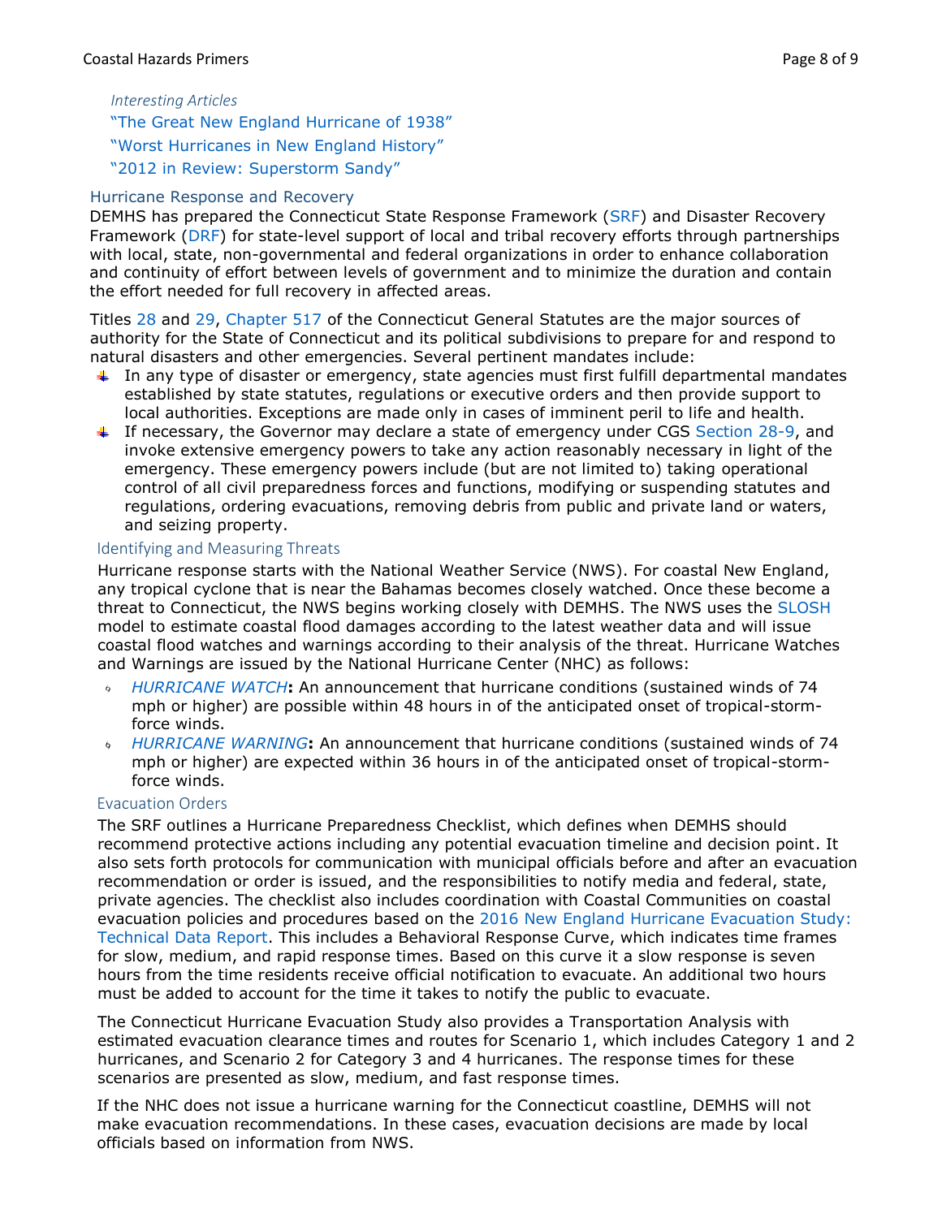*Interesting Articles*

"The Great New England Hurricane of 1938"

"Worst Hurricanes in New England History"

"2012 in Review: Superstorm Sandy"

## Hurricane Response and Recovery

DEMHS has prepared the Connecticut State Response Framework (SRF) and Disaster Recovery Framework (DRF) for state-level support of local and tribal recovery efforts through partnerships with local, state, non-governmental and federal organizations in order to enhance collaboration and continuity of effort between levels of government and to minimize the duration and contain the effort needed for full recovery in affected areas.

Titles 28 and 29, Chapter 517 of the Connecticut General Statutes are the major sources of authority for the State of Connecticut and its political subdivisions to prepare for and respond to natural disasters and other emergencies. Several pertinent mandates include:

- In any type of disaster or emergency, state agencies must first fulfill departmental mandates established by state statutes, regulations or executive orders and then provide support to local authorities. Exceptions are made only in cases of imminent peril to life and health.
- If necessary, the Governor may declare a state of emergency under CGS Section 28-9, and invoke extensive emergency powers to take any action reasonably necessary in light of the emergency. These emergency powers include (but are not limited to) taking operational control of all civil preparedness forces and functions, modifying or suspending statutes and regulations, ordering evacuations, removing debris from public and private land or waters, and seizing property.

### Identifying and Measuring Threats

Hurricane response starts with the National Weather Service (NWS). For coastal New England, any tropical cyclone that is near the Bahamas becomes closely watched. Once these become a threat to Connecticut, the NWS begins working closely with DEMHS. The NWS uses the SLOSH model to estimate coastal flood damages according to the latest weather data and will issue coastal flood watches and warnings according to their analysis of the threat. Hurricane Watches and Warnings are issued by the National Hurricane Center (NHC) as follows:

- *HURRICANE WATCH*: An announcement that hurricane conditions (sustained winds of 74 mph or higher) are possible within 48 hours in of the anticipated onset of tropical-storm-force winds.
- *HURRICANE WARNING*: An announcement that hurricane conditions (sustained winds of 74 mph or higher) are expected within 36 hours in of the anticipated onset of tropical-storm-force winds.

### Evacuation Orders

The SRF outlines a Hurricane Preparedness Checklist, which defines when DEMHS should recommend protective actions including any potential evacuation timeline and decision point. It also sets forth protocols for communication with municipal officials before and after an evacuation recommendation or order is issued, and the responsibilities to notify media and federal, state, private agencies. The checklist also includes coordination with Coastal Communities on coastal evacuation policies and procedures based on the 2016 New England Hurricane Evacuation Study: Technical Data Report. This includes a Behavioral Response Curve, which indicates time frames for slow, medium, and rapid response times. Based on this curve it a slow response is seven hours from the time residents receive official notification to evacuate. An additional two hours must be added to account for the time it takes to notify the public to evacuate.

The Connecticut Hurricane Evacuation Study also provides a Transportation Analysis with estimated evacuation clearance times and routes for Scenario 1, which includes Category 1 and 2 hurricanes, and Scenario 2 for Category 3 and 4 hurricanes. The response times for these scenarios are presented as slow, medium, and fast response times.

If the NHC does not issue a hurricane warning for the Connecticut coastline, DEMHS will not make evacuation recommendations. In these cases, evacuation decisions are made by local officials based on information from NWS.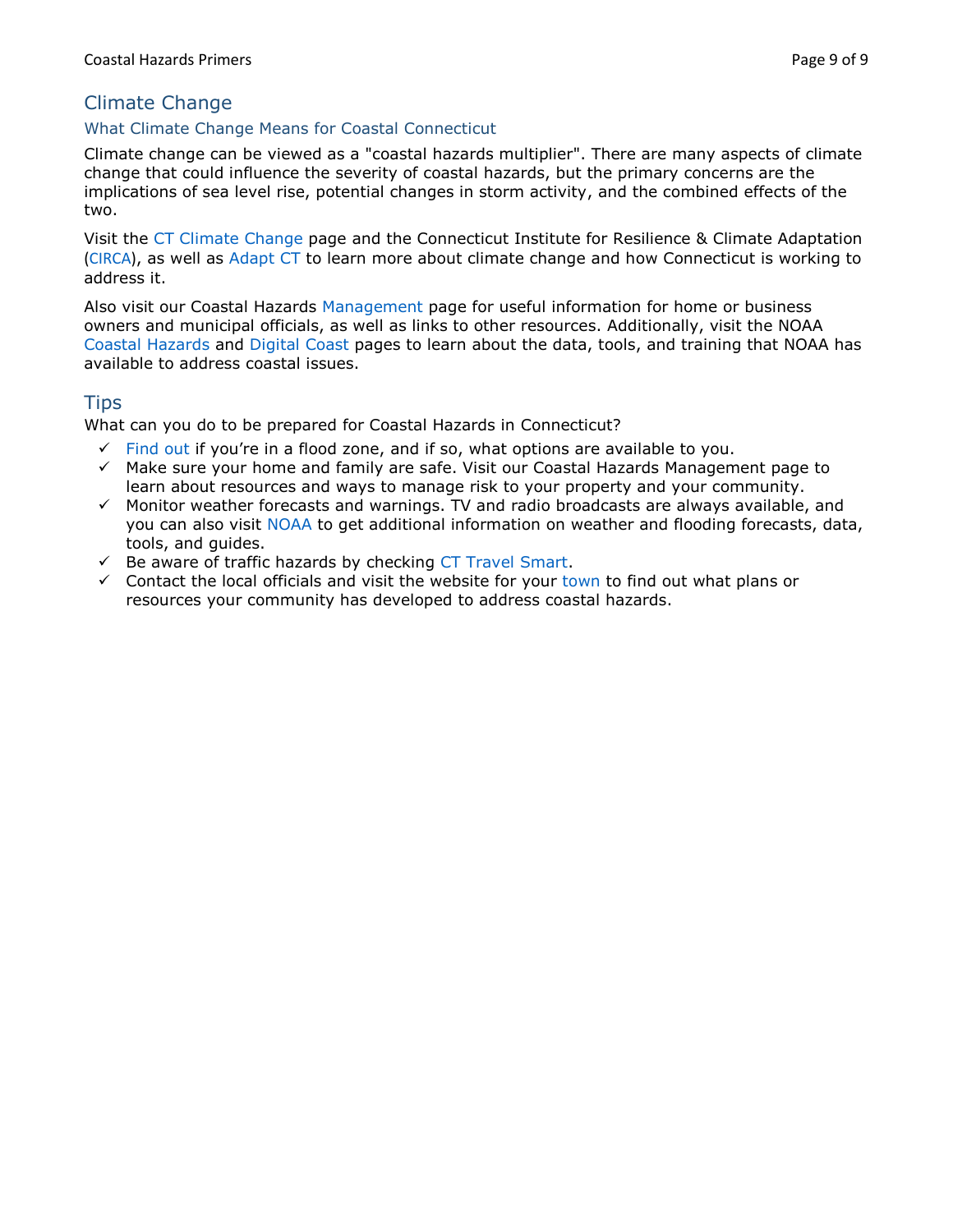## Climate Change

### What Climate Change Means for Coastal Connecticut

Climate change can be viewed as a "coastal hazards multiplier". There are many aspects of climate change that could influence the severity of coastal hazards, but the primary concerns are the implications of sea level rise, potential changes in storm activity, and the combined effects of the two.

Visit the CT Climate Change page and the Connecticut Institute for Resilience & Climate Adaptation (CIRCA), as well as Adapt CT to learn more about climate change and how Connecticut is working to address it.

Also visit our Coastal Hazards Management page for useful information for home or business owners and municipal officials, as well as links to other resources. Additionally, visit the NOAA Coastal Hazards and Digital Coast pages to learn about the data, tools, and training that NOAA has available to address coastal issues.

## Tips

What can you do to be prepared for Coastal Hazards in Connecticut?

- ✓ Find out if you're in a flood zone, and if so, what options are available to you.
- ✓ Make sure your home and family are safe. Visit our Coastal Hazards Management page to learn about resources and ways to manage risk to your property and your community.
- ✓ Monitor weather forecasts and warnings. TV and radio broadcasts are always available, and you can also visit NOAA to get additional information on weather and flooding forecasts, data, tools, and guides.
- ✓ Be aware of traffic hazards by checking CT Travel Smart.
- ✓ Contact the local officials and visit the website for your town to find out what plans or resources your community has developed to address coastal hazards.